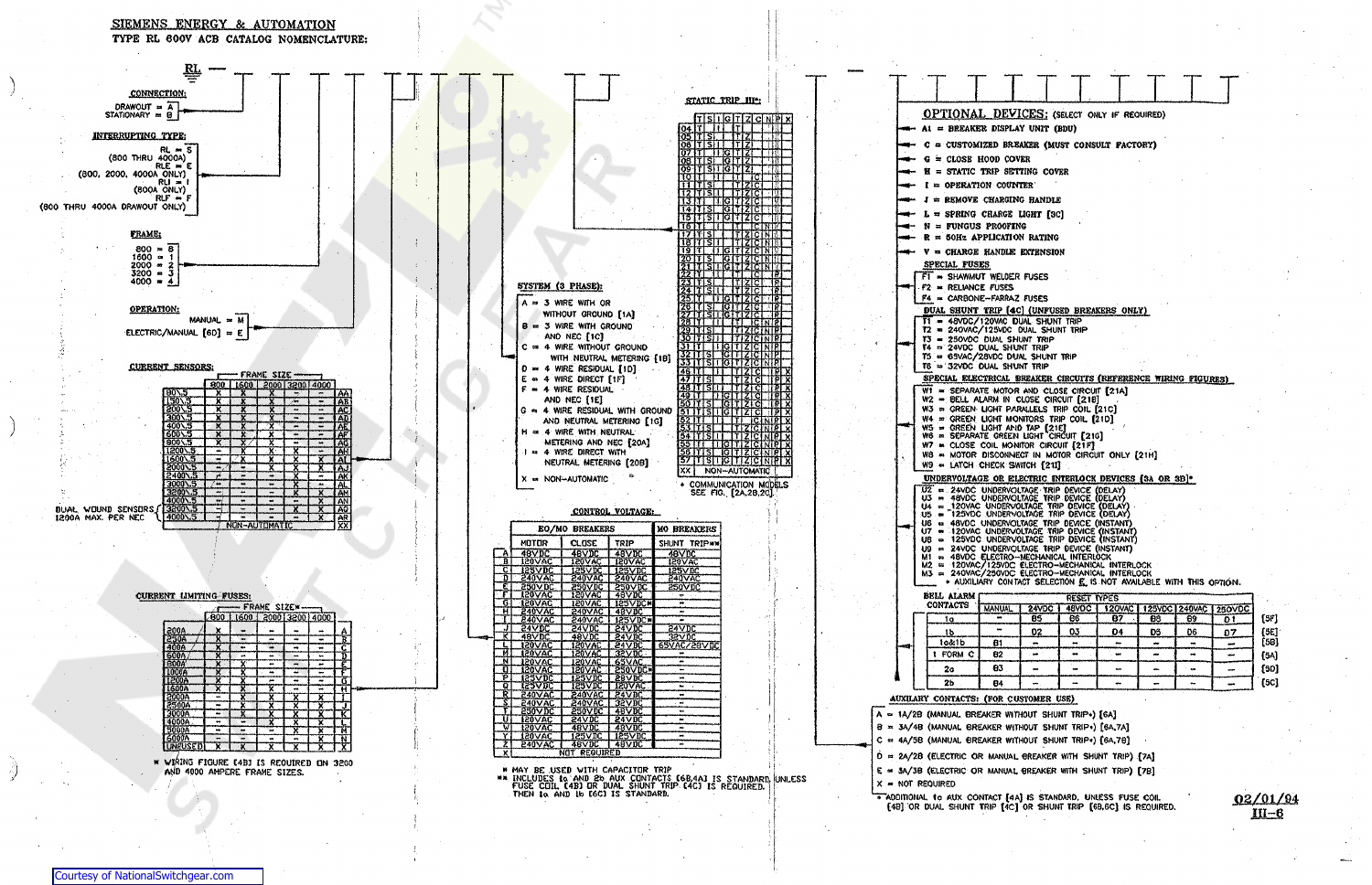# SIEMENS ENERGY & AUTOMATION

## TYPE RL 600V ACB CATALOG NOMENCLATURE:

RL —

### CONNECTION:

- DRAWOUT = A
- STATIONARY = B

### INTERRUPTING TYPE:

- RL = S (800 THRU 4000A)
- RLE = E (800, 2000, 4000A ONLY)
- RLI = I (800A ONLY)
- RLF = F (800 THRU 4000A DRAWOUT ONLY)

### FRAME:

- 800 = 8
- 1600 = 1
- 2000 = 2
- 3200 = 3
- 4000 = 4

### OPERATION:

- MANUAL = M
- ELECTRIC/MANUAL [6D] = E

### CURRENT SENSORS:

| | 800 | 1600 | 2000 | 3200 | 4000 | |
|---|---|---|---|---|---|---|
| 80\5 | X | X | X | – | – | AA |
| 150\5 | X | X | X | – | – | AB |
| 200\5 | X | X | X | – | – | AC |
| 300\5 | X | X | X | – | – | AD |
| 400\5 | X | X | X | X | – | AE |
| 600\5 | X | X | X | X | – | AF |
| 800\5 | X | X | X | X | X | AG |
| 1200\5 | – | X | X | X | X | AH |
| 1600\5 | – | X | X | X | X | AI |
| 2000\5 | – | – | X | X | X | AJ |
| 2400\5 | – | – | – | X | X | AK |
| 3000\5 | – | – | – | X | X | AL |
| 3200\5 | – | – | – | X | X | AM |
| 4000\5 | – | – | – | – | X | AN |
| 3200\5 | – | – | – | X | X | AQ |
| 4000\5 | – | – | – | – | X | AR |
| NON-AUTOMATIC | | | | | | XX |

DUAL WOUND SENSORS 1200A MAX. PER NEC

### CURRENT LIMITING FUSES:

| | 800 | 1600 | 2000 | 3200 | 4000 | |
|---|---|---|---|---|---|---|
| 200A | X | – | – | – | – | A |
| 250A | X | – | – | – | – | B |
| 400A | X | – | – | – | – | C |
| 600A | X | – | – | – | – | D |
| 800A | X | – | – | – | – | E |
| 1000A | X | – | – | – | – | F |
| 1200A | X | – | – | – | – | G |
| 1600A | X | – | – | – | – | H |
| 2000A | – | X | X | X | X | I |
| 2500A | – | X | X | X | X | J |
| 3000A | – | X | X | X | X | K |
| 4000A | – | X | – | X | X | L |
| 5000A | – | – | – | X | X | M |
| 6000A | – | – | – | X | X | N |
| UNUSED | X | X | X | X | X | X |

\* WIRING FIGURE [4B] IS REQUIRED ON 3200 AND 4000 AMPERE FRAME SIZES.

### SYSTEM (3 PHASE):

- A = 3 WIRE WITH OR WITHOUT GROUND [1A]
- B = 3 WIRE WITH GROUND AND NEC [1C]
- C = 4 WIRE WITHOUT GROUND WITH NEUTRAL METERING [1B]
- D = 4 WIRE RESIDUAL [1D]
- E = 4 WIRE DIRECT [1F]
- F = 4 WIRE RESIDUAL AND NEC [1E]
- G = 4 WIRE RESIDUAL WITH GROUND AND NEUTRAL METERING [1G]
- H = 4 WIRE WITH NEUTRAL METERING AND NEC [20A]
- I = 4 WIRE DIRECT WITH NEUTRAL METERING [20B]
- X = NON-AUTOMATIC

### STATIC TRIP III*:

| | T | S | I | G | T | Z | C | N | P | X |
|---|---|---|---|---|---|---|---|---|---|---|
| 04 | T | | I | | | | | | | |
| 05 | T | S | | | T | | | | | |
| 06 | T | S | | | T | Z | | | | |
| 07 | T | | I | G | T | Z | | | | |
| 08 | T | S | | G | T | Z | | | | |
| 09 | T | S | I | G | T | Z | | | | |
| 10 | T | | | | | | C | | | |
| 11 | T | S | | | T | Z | C | | | |
| 12 | T | S | | | T | Z | C | | | |
| 13 | T | | I | G | T | Z | C | | | |
| 14 | T | S | | G | T | Z | C | | | |
| 15 | T | S | I | G | T | Z | C | | | |
| 16 | T | | | | | | C | N | | |
| 17 | T | S | | | T | Z | C | N | | |
| 18 | T | S | | | T | Z | C | N | | |
| 19 | T | | I | G | T | Z | C | N | | |
| 20 | T | S | | G | T | Z | C | N | | |
| 21 | T | S | I | G | T | Z | C | N | | |
| 22 | T | | | | | | C | | P | |
| 23 | T | S | | | T | Z | C | | P | |
| 24 | T | S | | | T | Z | C | | P | |
| 25 | T | | I | G | T | Z | C | | P | |
| 26 | T | S | | G | T | Z | C | | P | |
| 27 | T | S | I | G | T | Z | C | | P | |
| 28 | T | | | | | | C | N | P | |
| 29 | T | S | | | T | Z | C | N | P | |
| 30 | T | S | | | T | Z | C | N | P | |
| 31 | T | | I | G | T | Z | C | N | P | |
| 32 | T | S | | G | T | Z | C | N | P | |
| 33 | T | S | I | G | T | Z | C | N | P | |
| 46 | T | | | | T | Z | C | | P | X |
| 47 | T | S | | | T | Z | C | | P | X |
| 48 | T | S | | | T | Z | C | | P | X |
| 49 | T | | I | G | T | Z | C | | P | X |
| 50 | T | S | | G | T | Z | C | | P | X |
| 51 | T | S | I | G | T | Z | C | | P | X |
| 52 | T | | | | T | | C | N | P | X |
| 53 | T | S | | | T | Z | C | N | P | X |
| 54 | T | S | | | T | Z | C | N | P | X |
| 55 | T | | I | G | T | Z | C | N | P | X |
| 56 | T | S | | G | T | Z | C | N | P | X |
| 57 | T | S | I | G | T | Z | C | N | P | X |
| XX | NON-AUTOMATIC | | | | | | | | | |

\* COMMUNICATION MODELS SEE FIG. [2A,2B,2C]

### CONTROL VOLTAGE:

| | EO/MO BREAKERS | | | MO BREAKERS |
|---|---|---|---|---|
| | MOTOR | CLOSE | TRIP | SHUNT TRIP\*\* |
| A | 48VDC | 48VDC | 48VDC | 48VDC |
| B | 120VAC | 120VAC | 120VAC | 120VAC |
| C | 125VDC | 125VDC | 125VDC | 125VDC |
| D | 240VAC | 240VAC | 240VAC | 240VAC |
| E | 250VDC | 250VDC | 250VDC | 250VDC |
| F | 120VAC | 120VAC | 48VDC | – |
| G | 120VAC | 120VAC | 125VDC\* | – |
| H | 240VAC | 240VAC | 48VDC | – |
| I | 240VAC | 240VAC | 125VDC\* | – |
| J | 24VDC | 24VDC | 24VDC | 24VDC |
| K | 48VDC | 48VDC | 24VDC | 32VDC |
| L | 120VAC | 120VAC | 24VDC | 65VAC/28VDC |
| M | 120VAC | 120VAC | 32VDC | – |
| N | 120VAC | 120VAC | 65VAC | – |
| O | 120VAC | 120VAC | 250VDC\* | – |
| P | 125VDC | 125VDC | 28VDC | – |
| Q | 125VDC | 125VDC | 120VAC | – |
| R | 240VAC | 240VAC | 24VDC | – |
| S | 240VAC | 240VAC | 32VDC | – |
| T | 250VDC | 250VDC | 48VDC | – |
| U | 120VAC | 24VDC | 24VDC | – |
| V | 120VAC | 48VDC | 48VDC | – |
| W | 120VAC | 48VDC | 48VDC | – |
| Y | 120VAC | 125VDC | 125VDC | – |
| Z | 240VAC | 48VDC | 48VDC | – |
| X | NOT REQUIRED | | | |

\* MAY BE USED WITH CAPACITOR TRIP

\*\* INCLUDES 1a AND 2b AUX CONTACTS [6B,6A] IS STANDARD, UNLESS FUSE COIL [4B] OR DUAL SHUNT TRIP [4C] IS REQUIRED. THEN 1a AND 1b [6C] IS STANDARD.

### OPTIONAL DEVICES: (SELECT ONLY IF REQUIRED)

- A1 = BREAKER DISPLAY UNIT (BDU)
- C = CUSTOMIZED BREAKER (MUST CONSULT FACTORY)
- G = CLOSE HOOD COVER
- H = STATIC TRIP SETTING COVER
- I = OPERATION COUNTER
- J = REMOVE CHARGING HANDLE
- L = SPRING CHARGE LIGHT [9C]
- N = FUNGUS PROOFING
- R = 50Hz APPLICATION RATING
- V = CHARGE HANDLE EXTENSION

#### SPECIAL FUSES

- F1 = SHAWMUT WELDER FUSES
- F2 = RELIANCE FUSES
- F4 = CARBONE-FARRAZ FUSES

#### DUAL SHUNT TRIP [4C] (UNFUSED BREAKERS ONLY)

- T1 = 48VDC/120VAC DUAL SHUNT TRIP
- T2 = 240VAC/125VDC DUAL SHUNT TRIP
- T3 = 250VDC DUAL SHUNT TRIP
- T4 = 24VDC DUAL SHUNT TRIP
- T5 = 65VAC/28VDC DUAL SHUNT TRIP
- T6 = 32VDC DUAL SHUNT TRIP

#### SPECIAL ELECTRICAL BREAKER CIRCUITS (REFERENCE WIRING FIGURES)

- W1 = SEPARATE MOTOR AND CLOSE CIRCUIT [21A]
- W2 = BELL ALARM IN CLOSE CIRCUIT [21B]
- W3 = GREEN LIGHT PARALLELS TRIP COIL [21C]
- W4 = GREEN LIGHT MONITORS TRIP COIL [21D]
- W5 = GREEN LIGHT AND TAP [21E]
- W6 = SEPARATE GREEN LIGHT CIRCUIT [21G]
- W7 = CLOSE COIL MONITOR CIRCUIT [21F]
- W8 = MOTOR DISCONNECT IN MOTOR CIRCUIT ONLY [21H]
- W9 = LATCH CHECK SWITCH [21I]

#### UNDERVOLTAGE OR ELECTRIC INTERLOCK DEVICES [8A OR 8B]*

- U2 = 24VDC UNDERVOLTAGE TRIP DEVICE (DELAY)
- U3 = 48VDC UNDERVOLTAGE TRIP DEVICE (DELAY)
- U4 = 120VAC UNDERVOLTAGE TRIP DEVICE (DELAY)
- U5 = 125VDC UNDERVOLTAGE TRIP DEVICE (DELAY)
- U6 = 48VDC UNDERVOLTAGE TRIP DEVICE (INSTANT)
- U7 = 120VAC UNDERVOLTAGE TRIP DEVICE (INSTANT)
- U8 = 125VDC UNDERVOLTAGE TRIP DEVICE (INSTANT)
- U9 = 24VDC UNDERVOLTAGE TRIP DEVICE (INSTANT)
- M1 = 48VDC ELECTRO-MECHANICAL INTERLOCK
- M2 = 120VAC/125VDC ELECTRO-MECHANICAL INTERLOCK
- M3 = 240VAC/250VDC ELECTRO-MECHANICAL INTERLOCK

\* AUXILIARY CONTACT SELECTION E IS NOT AVAILABLE WITH THIS OPTION.

#### BELL ALARM CONTACTS

| | MANUAL | 24VDC | 48VDC | 120VAC | 125VDC | 240VAC | 250VDC | |
|---|---|---|---|---|---|---|---|---|
| 1a | – | B5 | B6 | B7 | B8 | B9 | D1 | [5F] |
| 1b | – | D2 | D3 | D4 | D5 | D6 | D7 | [5E] |
| 1a&1b | B1 | – | – | – | – | – | – | [5B] |
| 1 FORM C | B2 | – | – | – | – | – | – | [5A] |
| 2a | B3 | – | – | – | – | – | – | [5D] |
| 2b | B4 | – | – | – | – | – | – | [5C] |

(MANUAL through 250VDC: RESET TYPES)

#### AUXILIARY CONTACTS: (FOR CUSTOMER USE)

- A = 1A/2B (MANUAL BREAKER WITHOUT SHUNT TRIP\*) [6A]
- B = 3A/4B (MANUAL BREAKER WITHOUT SHUNT TRIP\*) [6A,7A]
- C = 4A/5B (MANUAL BREAKER WITHOUT SHUNT TRIP\*) [6A,7B]
- D = 2A/2B (ELECTRIC OR MANUAL BREAKER WITH SHUNT TRIP) [7A]
- E = 3A/3B (ELECTRIC OR MANUAL BREAKER WITH SHUNT TRIP) [7B]
- X = NOT REQUIRED

\*ADDITIONAL 1a TO AUX CONTACT [6A] IS STANDARD, UNLESS FUSE COIL [4B] OR DUAL SHUNT TRIP [4C] OR SHUNT TRIP [6B,6C] IS REQUIRED.

02/01/94
III-6

Courtesy of NationalSwitchgear.com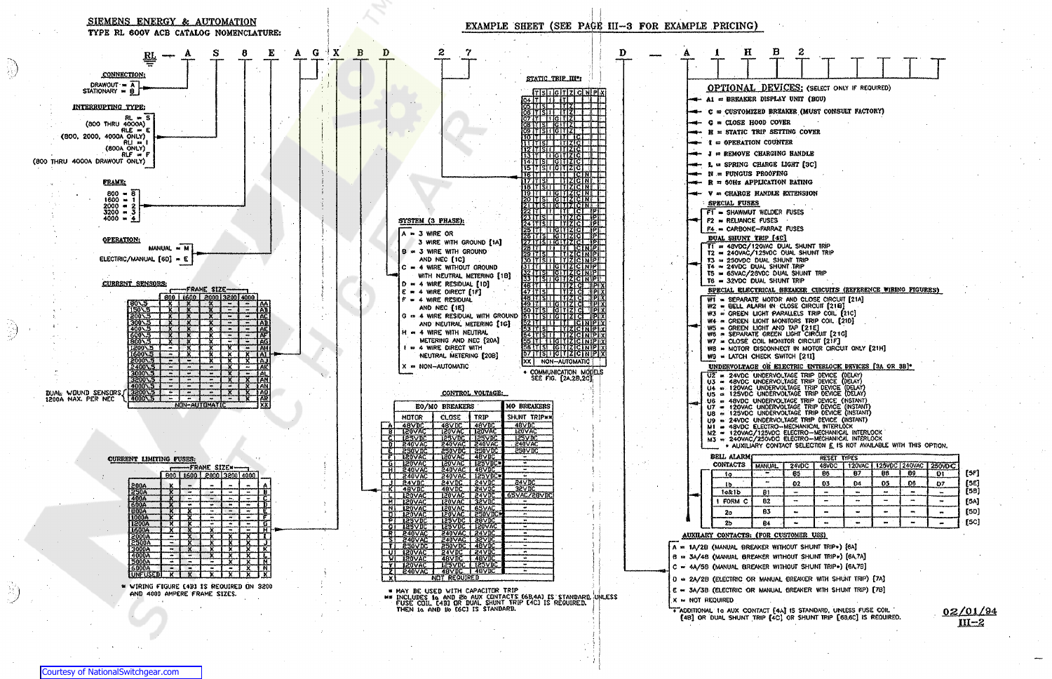# SIEMENS ENERGY & AUTOMATION

## TYPE RL 600V ACB CATALOG NOMENCLATURE:

## EXAMPLE SHEET (SEE PAGE III-3 FOR EXAMPLE PRICING)

**RL — A S 8 E A G X B D 2 7 D — A 1 H B 2**

### CONNECTION:

- DRAWOUT = A
- STATIONARY = B

### INTERRUPTING TYPE:

- RL = S (800 THRU 4000A)
- RLE = E (800, 2000, 4000A ONLY)
- RLI = I (800A ONLY)
- RLF = F (800 THRU 4000A DRAWOUT ONLY)

### FRAME:

- 800 = 8
- 1600 = 1
- 2000 = 2
- 3200 = 3
- 4000 = 4

### OPERATION:

- MANUAL = M
- ELECTRIC/MANUAL [6D] = E

### CURRENT SENSORS:

| | FRAME SIZE | | | | | |
|---|---|---|---|---|---|---|
| | 800 | 1600 | 2000 | 3200 | 4000 | |
| 80\5 | X | X | X | – | – | AA |
| 150\5 | X | X | X | – | – | AB |
| 200\5 | X | X | X | – | – | AC |
| 300\5 | X | X | X | – | – | AD |
| 400\5 | X | X | X | X | – | AE |
| 600\5 | X | X | X | X | – | AF |
| 800\5 | X | X | X | X | – | AG |
| 1200\5 | – | X | X | X | X | AH |
| 1600\5 | – | X | X | X | X | AI |
| 2000\5 | – | – | X | X | X | AJ |
| 2400\5 | – | – | – | X | X | AK |
| 3000\5 | – | – | – | X | X | AL |
| 3200\5 | – | – | – | X | X | AM |
| 4000\5 | – | – | – | – | X | AN |
| 3200\5 | – | – | – | X | X | AO |
| 4000\5 | – | – | – | – | X | AR |
| NON-AUTOMATIC | | | | | | XX |

DUAL WOUND SENSORS 1200A MAX. PER NEC (applies to the last 3200\5 and 4000\5 rows)

### CURRENT LIMITING FUSES:

| | FRAME SIZE* | | | | | |
|---|---|---|---|---|---|---|
| | 800 | 1600 | 2000 | 3200 | 4000 | |
| 200A | X | – | – | – | – | A |
| 250A | X | – | – | – | – | B |
| 400A | X | – | – | – | – | C |
| 600A | X | – | – | – | – | D |
| 800A | X | X | – | – | – | E |
| 1000A | X | X | – | – | – | F |
| 1200A | X | X | – | – | – | G |
| 1600A | X | X | X | – | – | H |
| 2000A | – | X | X | X | X | I |
| 2500A | – | – | X | X | X | J |
| 3000A | – | – | – | X | X | K |
| 4000A | – | – | – | X | X | L |
| 5000A | – | – | – | – | X | M |
| 6000A | – | – | – | – | X | N |
| UNFUSED | X | X | X | X | X | X |

\* WIRING FIGURE [4B] IS REQUIRED ON 3200 AND 4000 AMPERE FRAME SIZES.

### STATIC TRIP III*:

| | T | S | I | G | T | Z | C | N | P | X |
|---|---|---|---|---|---|---|---|---|---|---|
| 04 | T | | I | | T | | | | | |
| 05 | T | S | | | T | | | | | |
| 06 | T | S | I | | T | | | | | |
| 07 | T | | I | G | T | Z | | | | |
| 08 | T | S | | G | T | Z | | | | |
| 09 | T | S | I | G | T | Z | | | | |
| 10 | T | | I | | T | | C | | | |
| 11 | T | S | | | T | | C | | | |
| 12 | T | S | I | | T | | C | | | |
| 13 | T | | I | G | T | Z | C | | | |
| 14 | T | S | | G | T | Z | C | | | |
| 15 | T | S | I | G | T | Z | C | | | |
| 16 | T | | I | | T | | C | N | | |
| 17 | T | S | | | T | | C | N | | |
| 18 | T | S | I | | T | | C | N | | |
| 19 | T | | I | G | T | Z | C | N | | |
| 20 | T | S | | G | T | Z | C | N | | |
| 21 | T | S | I | G | T | Z | C | N | | |
| 22 | T | | I | | T | | C | | P | |
| 23 | T | S | | | T | | C | | P | |
| 24 | T | S | I | | T | | C | | P | |
| 25 | T | | I | G | T | Z | C | | P | |
| 26 | T | S | | G | T | Z | C | | P | |
| 27 | T | S | I | G | T | Z | C | | P | |
| 28 | T | | I | | T | | C | N | P | |
| 29 | T | S | | | T | | C | N | P | |
| 30 | T | S | I | | T | | C | N | P | |
| 31 | T | | I | G | T | Z | C | N | P | |
| 32 | T | S | | G | T | Z | C | N | P | |
| 33 | T | S | I | G | T | Z | C | N | P | |
| 46 | T | | I | | T | | C | | P | X |
| 47 | T | S | | | T | | C | | P | X |
| 48 | T | S | I | | T | | C | | P | X |
| 49 | T | | I | G | T | Z | C | | P | X |
| 50 | T | S | | G | T | Z | C | | P | X |
| 51 | T | S | I | G | T | Z | C | | P | X |
| 52 | T | | I | | T | | C | N | P | X |
| 53 | T | S | | | T | | C | N | P | X |
| 54 | T | S | I | | T | | C | N | P | X |
| 55 | T | | I | G | T | Z | C | N | P | X |
| 56 | T | S | | G | T | Z | C | N | P | X |
| 57 | T | S | I | G | T | Z | C | N | P | X |
| XX | NON-AUTOMATIC | | | | | | | | | |

\* COMMUNICATION MODELS SEE FIG. [2A,2B,2C]

### SYSTEM (3 PHASE):

- A = 3 WIRE OR 3 WIRE WITH GROUND [1A]
- B = 3 WIRE WITH GROUND AND NEC [1C]
- C = 4 WIRE WITHOUT GROUND WITH NEUTRAL METERING [1B]
- D = 4 WIRE RESIDUAL [1D]
- E = 4 WIRE DIRECT [1F]
- F = 4 WIRE RESIDUAL AND NEC [1E]
- G = 4 WIRE RESIDUAL WITH GROUND AND NEUTRAL METERING [1G]
- H = 4 WIRE WITH NEUTRAL METERING AND NEC [20A]
- I = 4 WIRE DIRECT WITH NEUTRAL METERING [20B]
- X = NON-AUTOMATIC

### CONTROL VOLTAGE:

| | EO/MO BREAKERS | | | MO BREAKERS |
|---|---|---|---|---|
| | MOTOR | CLOSE | TRIP | SHUNT TRIP** |
| A | 48VDC | 48VDC | 48VDC | 48VDC |
| B | 120VAC | 120VAC | 120VAC | 120VAC |
| C | 125VDC | 125VDC | 125VDC | 125VDC |
| D | 240VAC | 240VAC | 240VAC | 240VAC |
| E | 250VDC | 250VDC | 250VDC | 250VDC |
| F | 120VAC | 120VAC | 48VDC | – |
| G | 120VAC | 120VAC | 125VDC* | – |
| H | 240VAC | 240VAC | 48VDC | – |
| I | 240VAC | 240VAC | 125VDC* | – |
| J | 24VDC | 24VDC | 24VDC | 24VDC |
| K | 48VDC | 48VDC | 24VDC | 32VDC |
| L | 120VAC | 120VAC | 24VDC | 65VAC/28VDC |
| M | 120VAC | 120VAC | 32VDC | – |
| N | 120VAC | 120VAC | 65VAC | – |
| O | 120VAC | 120VAC | 250VDC* | – |
| P | 125VDC | 125VDC | 28VDC | – |
| Q | 125VDC | 125VDC | 120VAC | – |
| R | 240VAC | 240VAC | 24VDC | – |
| S | 240VAC | 240VAC | 32VDC | – |
| T | 250VDC | 250VDC | 48VDC | – |
| U | 120VAC | 24VDC | 24VDC | – |
| V | 120VAC | 48VDC | 48VDC | – |
| W | 120VAC | 125VDC | 125VDC | – |
| Y | 240VAC | 48VDC | 48VDC | – |
| X | NOT REQUIRED | | | |

\* MAY BE USED WITH CAPACITOR TRIP

\*\* INCLUDES 1a AND 2b AUX CONTACTS [6B,4A] IS STANDARD, UNLESS FUSE COIL [4B] OR DUAL SHUNT TRIP [4C] IS REQUIRED. THEN 1a AND 1b [6C] IS STANDARD.

### OPTIONAL DEVICES: (SELECT ONLY IF REQUIRED)

- A1 = BREAKER DISPLAY UNIT (BDU)
- C = CUSTOMIZED BREAKER (MUST CONSULT FACTORY)
- G = CLOSE HOOD COVER
- H = STATIC TRIP SETTING COVER
- I = OPERATION COUNTER
- J = REMOVE CHARGING HANDLE
- L = SPRING CHARGE LIGHT [3C]
- N = FUNGUS PROOFING
- R = 50Hz APPLICATION RATING
- V = CHARGE HANDLE EXTENSION

**SPECIAL FUSES**

- F1 = SHAWMUT WELDER FUSES
- F2 = RELIANCE FUSES
- F4 = CARBONE-FARRAZ FUSES

**DUAL SHUNT TRIP [4C]**

- T1 = 48VDC/120VAC DUAL SHUNT TRIP
- T2 = 240VAC/125VDC DUAL SHUNT TRIP
- T3 = 250VDC DUAL SHUNT TRIP
- T4 = 24VDC DUAL SHUNT TRIP
- T5 = 65VAC/28VDC DUAL SHUNT TRIP
- T6 = 32VDC DUAL SHUNT TRIP

**SPECIAL ELECTRICAL BREAKER CIRCUITS (REFERENCE WIRING FIGURES)**

- W1 = SEPARATE MOTOR AND CLOSE CIRCUIT [21A]
- W2 = BELL ALARM IN CLOSE CIRCUIT [21B]
- W3 = GREEN LIGHT PARALLELS TRIP COIL [21C]
- W4 = GREEN LIGHT MONITORS TRIP COIL [21D]
- W5 = GREEN LIGHT AND TAP [21E]
- W6 = SEPARATE GREEN LIGHT CIRCUIT [21G]
- W7 = CLOSE COIL MONITOR CIRCUIT [21F]
- W8 = MOTOR DISCONNECT IN MOTOR CIRCUIT ONLY [21H]
- W9 = LATCH CHECK SWITCH [21I]

**UNDERVOLTAGE OR ELECTRIC INTERLOCK DEVICES [3A OR 3B]\***

- U2 = 24VDC UNDERVOLTAGE TRIP DEVICE (DELAY)
- U3 = 48VDC UNDERVOLTAGE TRIP DEVICE (DELAY)
- U4 = 120VAC UNDERVOLTAGE TRIP DEVICE (DELAY)
- U5 = 125VDC UNDERVOLTAGE TRIP DEVICE (DELAY)
- U6 = 48VDC UNDERVOLTAGE TRIP DEVICE (INSTANT)
- U7 = 120VAC UNDERVOLTAGE TRIP DEVICE (INSTANT)
- U8 = 125VDC UNDERVOLTAGE TRIP DEVICE (INSTANT)
- U9 = 24VDC UNDERVOLTAGE TRIP DEVICE (INSTANT)
- M1 = 48VDC ELECTRO-MECHANICAL INTERLOCK
- M2 = 120VAC/125VDC ELECTRO-MECHANICAL INTERLOCK
- M3 = 240VAC/250VDC ELECTRO-MECHANICAL INTERLOCK

\* AUXILIARY CONTACT SELECTION E IS NOT AVAILABLE WITH THIS OPTION.

**BELL ALARM**

| CONTACTS | | RESET TYPES | | | | | | |
|---|---|---|---|---|---|---|---|---|
| | MANUAL | 24VDC | 48VDC | 120VAC | 125VDC | 240VAC | 250VDC | |
| 1a | – | B5 | B6 | B7 | B8 | B9 | D1 | [5F] |
| 1b | – | D2 | D3 | D4 | D5 | D6 | D7 | [5E] |
| 1a&1b | B1 | – | – | – | – | – | – | [5B] |
| 1 FORM C | B2 | – | – | – | – | – | – | [5A] |
| 2a | B3 | – | – | – | – | – | – | [5D] |
| 2b | B4 | – | – | – | – | – | – | [5C] |

**AUXILIARY CONTACTS: (FOR CUSTOMER USE)**

- A = 1A/2B (MANUAL BREAKER WITHOUT SHUNT TRIP\*) [6A]
- B = 3A/4B (MANUAL BREAKER WITHOUT SHUNT TRIP\*) [6A,7A]
- C = 4A/5B (MANUAL BREAKER WITHOUT SHUNT TRIP\*) [6A,7B]
- D = 2A/2B (ELECTRIC OR MANUAL BREAKER WITH SHUNT TRIP) [7A]
- E = 3A/3B (ELECTRIC OR MANUAL BREAKER WITH SHUNT TRIP) [7B]
- X = NOT REQUIRED

\* ADDITIONAL 1a AUX CONTACT [4A] IS STANDARD, UNLESS FUSE COIL [4B] OR DUAL SHUNT TRIP [4C] OR SHUNT TRIP [6B,6C] IS REQUIRED.

02/01/94